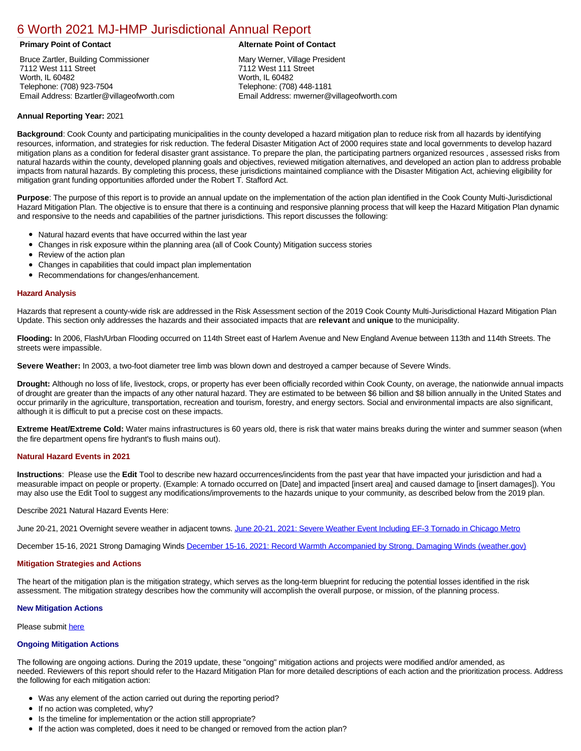# 6 Worth 2021 MJ-HMP Jurisdictional Annual Report

**Primary Point of Contact**

Bruce Zartler, Building Commissioner
7112 West 111 Street
Worth, IL 60482
Telephone: (708) 923-7504
Email Address: Bzartler@villageofworth.com

**Alternate Point of Contact**

Mary Werner, Village President
7112 West 111 Street
Worth, IL 60482
Telephone: (708) 448-1181
Email Address: mwerner@villageofworth.com

**Annual Reporting Year:** 2021

**Background**: Cook County and participating municipalities in the county developed a hazard mitigation plan to reduce risk from all hazards by identifying resources, information, and strategies for risk reduction. The federal Disaster Mitigation Act of 2000 requires state and local governments to develop hazard mitigation plans as a condition for federal disaster grant assistance. To prepare the plan, the participating partners organized resources , assessed risks from natural hazards within the county, developed planning goals and objectives, reviewed mitigation alternatives, and developed an action plan to address probable impacts from natural hazards. By completing this process, these jurisdictions maintained compliance with the Disaster Mitigation Act, achieving eligibility for mitigation grant funding opportunities afforded under the Robert T. Stafford Act.

**Purpose**: The purpose of this report is to provide an annual update on the implementation of the action plan identified in the Cook County Multi-Jurisdictional Hazard Mitigation Plan. The objective is to ensure that there is a continuing and responsive planning process that will keep the Hazard Mitigation Plan dynamic and responsive to the needs and capabilities of the partner jurisdictions. This report discusses the following:

- Natural hazard events that have occurred within the last year
- Changes in risk exposure within the planning area (all of Cook County) Mitigation success stories
- Review of the action plan
- Changes in capabilities that could impact plan implementation
- Recommendations for changes/enhancement.

### Hazard Analysis

Hazards that represent a county-wide risk are addressed in the Risk Assessment section of the 2019 Cook County Multi-Jurisdictional Hazard Mitigation Plan Update. This section only addresses the hazards and their associated impacts that are **relevant** and **unique** to the municipality.

**Flooding:** In 2006, Flash/Urban Flooding occurred on 114th Street east of Harlem Avenue and New England Avenue between 113th and 114th Streets. The streets were impassible.

**Severe Weather:** In 2003, a two-foot diameter tree limb was blown down and destroyed a camper because of Severe Winds.

**Drought:** Although no loss of life, livestock, crops, or property has ever been officially recorded within Cook County, on average, the nationwide annual impacts of drought are greater than the impacts of any other natural hazard. They are estimated to be between $6 billion and $8 billion annually in the United States and occur primarily in the agriculture, transportation, recreation and tourism, forestry, and energy sectors. Social and environmental impacts are also significant, although it is difficult to put a precise cost on these impacts.

**Extreme Heat/Extreme Cold:** Water mains infrastructures is 60 years old, there is risk that water mains breaks during the winter and summer season (when the fire department opens fire hydrant's to flush mains out).

### Natural Hazard Events in 2021

**Instructions**: Please use the **Edit** Tool to describe new hazard occurrences/incidents from the past year that have impacted your jurisdiction and had a measurable impact on people or property. (Example: A tornado occurred on [Date] and impacted [insert area] and caused damage to [insert damages]). You may also use the Edit Tool to suggest any modifications/improvements to the hazards unique to your community, as described below from the 2019 plan.

Describe 2021 Natural Hazard Events Here:

June 20-21, 2021 Overnight severe weather in adjacent towns. June 20-21, 2021: Severe Weather Event Including EF-3 Tornado in Chicago Metro

December 15-16, 2021 Strong Damaging Winds December 15-16, 2021: Record Warmth Accompanied by Strong, Damaging Winds (weather.gov)

### Mitigation Strategies and Actions

The heart of the mitigation plan is the mitigation strategy, which serves as the long-term blueprint for reducing the potential losses identified in the risk assessment. The mitigation strategy describes how the community will accomplish the overall purpose, or mission, of the planning process.

#### New Mitigation Actions

Please submit here

#### Ongoing Mitigation Actions

The following are ongoing actions. During the 2019 update, these "ongoing" mitigation actions and projects were modified and/or amended, as needed. Reviewers of this report should refer to the Hazard Mitigation Plan for more detailed descriptions of each action and the prioritization process. Address the following for each mitigation action:

- Was any element of the action carried out during the reporting period?
- If no action was completed, why?
- Is the timeline for implementation or the action still appropriate?
- If the action was completed, does it need to be changed or removed from the action plan?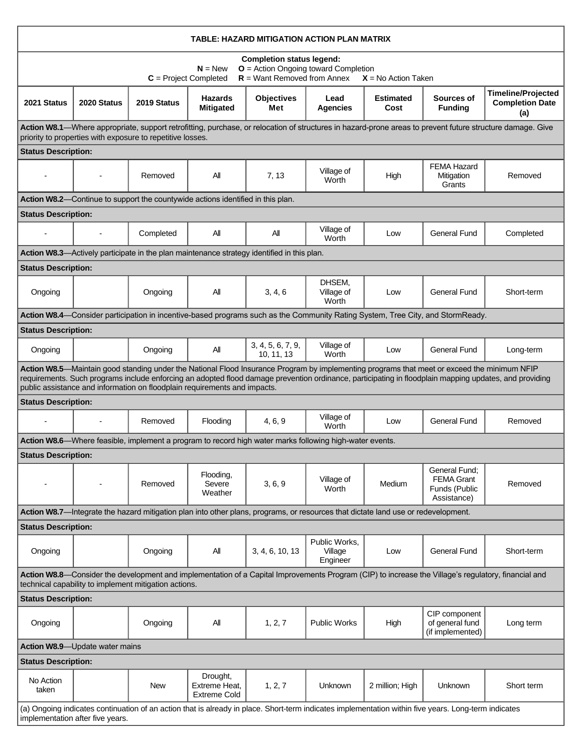| TABLE: HAZARD MITIGATION ACTION PLAN MATRIX | | | | | | | | |
|---|---|---|---|---|---|---|---|---|
| **Completion status legend:** **N** = New **O** = Action Ongoing toward Completion **C** = Project Completed **R** = Want Removed from Annex **X** = No Action Taken | | | | | | | | |
| **2021 Status** | **2020 Status** | **2019 Status** | **Hazards Mitigated** | **Objectives Met** | **Lead Agencies** | **Estimated Cost** | **Sources of Funding** | **Timeline/Projected Completion Date (a)** |
| **Action W8.1**—Where appropriate, support retrofitting, purchase, or relocation of structures in hazard-prone areas to prevent future structure damage. Give priority to properties with exposure to repetitive losses. | | | | | | | | |
| **Status Description:** | | | | | | | | |
| - | - | Removed | All | 7, 13 | Village of Worth | High | FEMA Hazard Mitigation Grants | Removed |
| **Action W8.2**—Continue to support the countywide actions identified in this plan. | | | | | | | | |
| **Status Description:** | | | | | | | | |
| - | - | Completed | All | All | Village of Worth | Low | General Fund | Completed |
| **Action W8.3**—Actively participate in the plan maintenance strategy identified in this plan. | | | | | | | | |
| **Status Description:** | | | | | | | | |
| Ongoing | | Ongoing | All | 3, 4, 6 | DHSEM, Village of Worth | Low | General Fund | Short-term |
| **Action W8.4**—Consider participation in incentive-based programs such as the Community Rating System, Tree City, and StormReady. | | | | | | | | |
| **Status Description:** | | | | | | | | |
| Ongoing | | Ongoing | All | 3, 4, 5, 6, 7, 9, 10, 11, 13 | Village of Worth | Low | General Fund | Long-term |
| **Action W8.5**—Maintain good standing under the National Flood Insurance Program by implementing programs that meet or exceed the minimum NFIP requirements. Such programs include enforcing an adopted flood damage prevention ordinance, participating in floodplain mapping updates, and providing public assistance and information on floodplain requirements and impacts. | | | | | | | | |
| **Status Description:** | | | | | | | | |
| - | - | Removed | Flooding | 4, 6, 9 | Village of Worth | Low | General Fund | Removed |
| **Action W8.6**—Where feasible, implement a program to record high water marks following high-water events. | | | | | | | | |
| **Status Description:** | | | | | | | | |
| - | - | Removed | Flooding, Severe Weather | 3, 6, 9 | Village of Worth | Medium | General Fund; FEMA Grant Funds (Public Assistance) | Removed |
| **Action W8.7**—Integrate the hazard mitigation plan into other plans, programs, or resources that dictate land use or redevelopment. | | | | | | | | |
| **Status Description:** | | | | | | | | |
| Ongoing | | Ongoing | All | 3, 4, 6, 10, 13 | Public Works, Village Engineer | Low | General Fund | Short-term |
| **Action W8.8**—Consider the development and implementation of a Capital Improvements Program (CIP) to increase the Village's regulatory, financial and technical capability to implement mitigation actions. | | | | | | | | |
| **Status Description:** | | | | | | | | |
| Ongoing | | Ongoing | All | 1, 2, 7 | Public Works | High | CIP component of general fund (if implemented) | Long term |
| **Action W8.9**—Update water mains | | | | | | | | |
| **Status Description:** | | | | | | | | |
| No Action taken | | New | Drought, Extreme Heat, Extreme Cold | 1, 2, 7 | Unknown | 2 million; High | Unknown | Short term |
| (a) Ongoing indicates continuation of an action that is already in place. Short-term indicates implementation within five years. Long-term indicates implementation after five years. | | | | | | | | |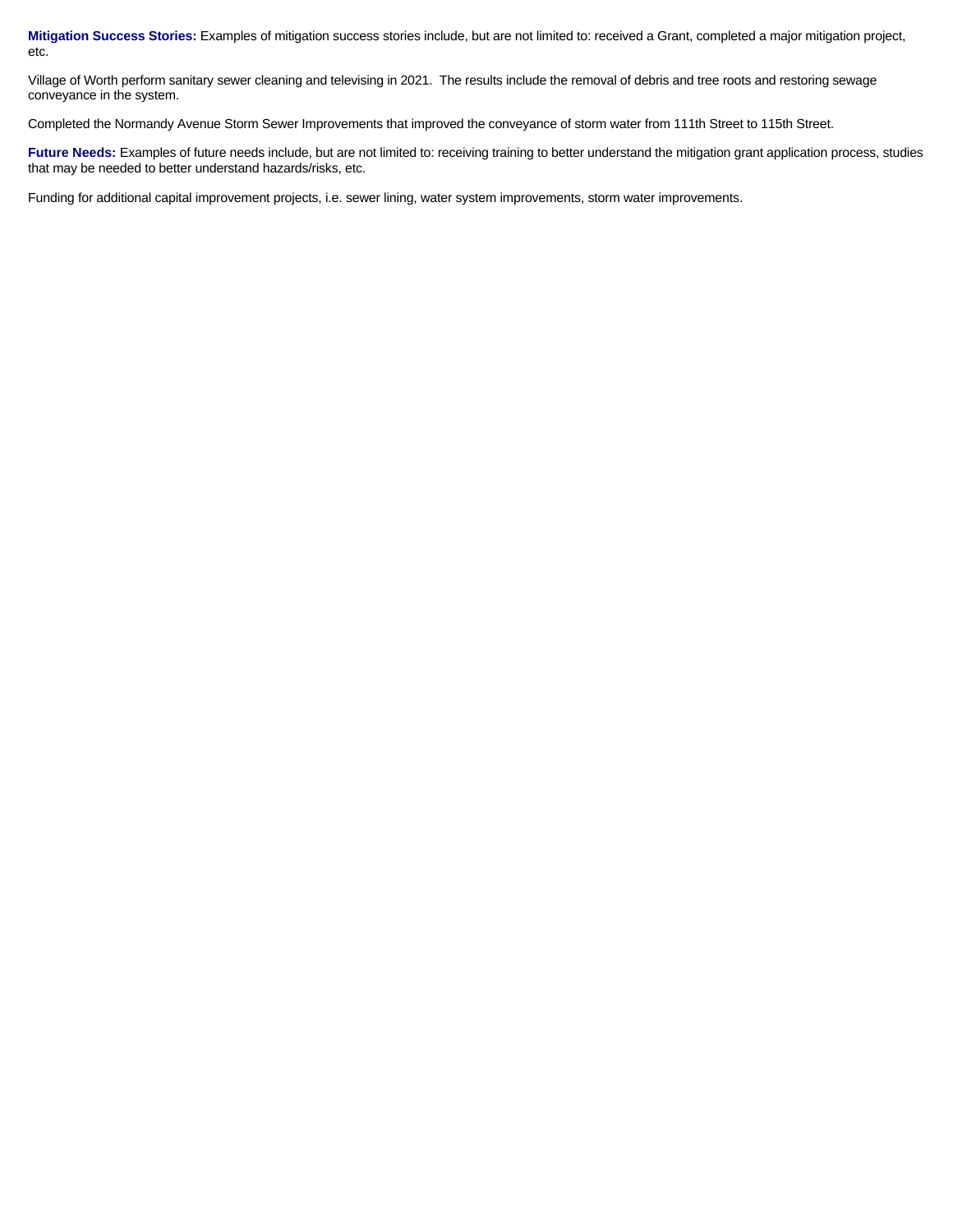**Mitigation Success Stories:** Examples of mitigation success stories include, but are not limited to: received a Grant, completed a major mitigation project, etc.

Village of Worth perform sanitary sewer cleaning and televising in 2021. The results include the removal of debris and tree roots and restoring sewage conveyance in the system.

Completed the Normandy Avenue Storm Sewer Improvements that improved the conveyance of storm water from 111th Street to 115th Street.

**Future Needs:** Examples of future needs include, but are not limited to: receiving training to better understand the mitigation grant application process, studies that may be needed to better understand hazards/risks, etc.

Funding for additional capital improvement projects, i.e. sewer lining, water system improvements, storm water improvements.